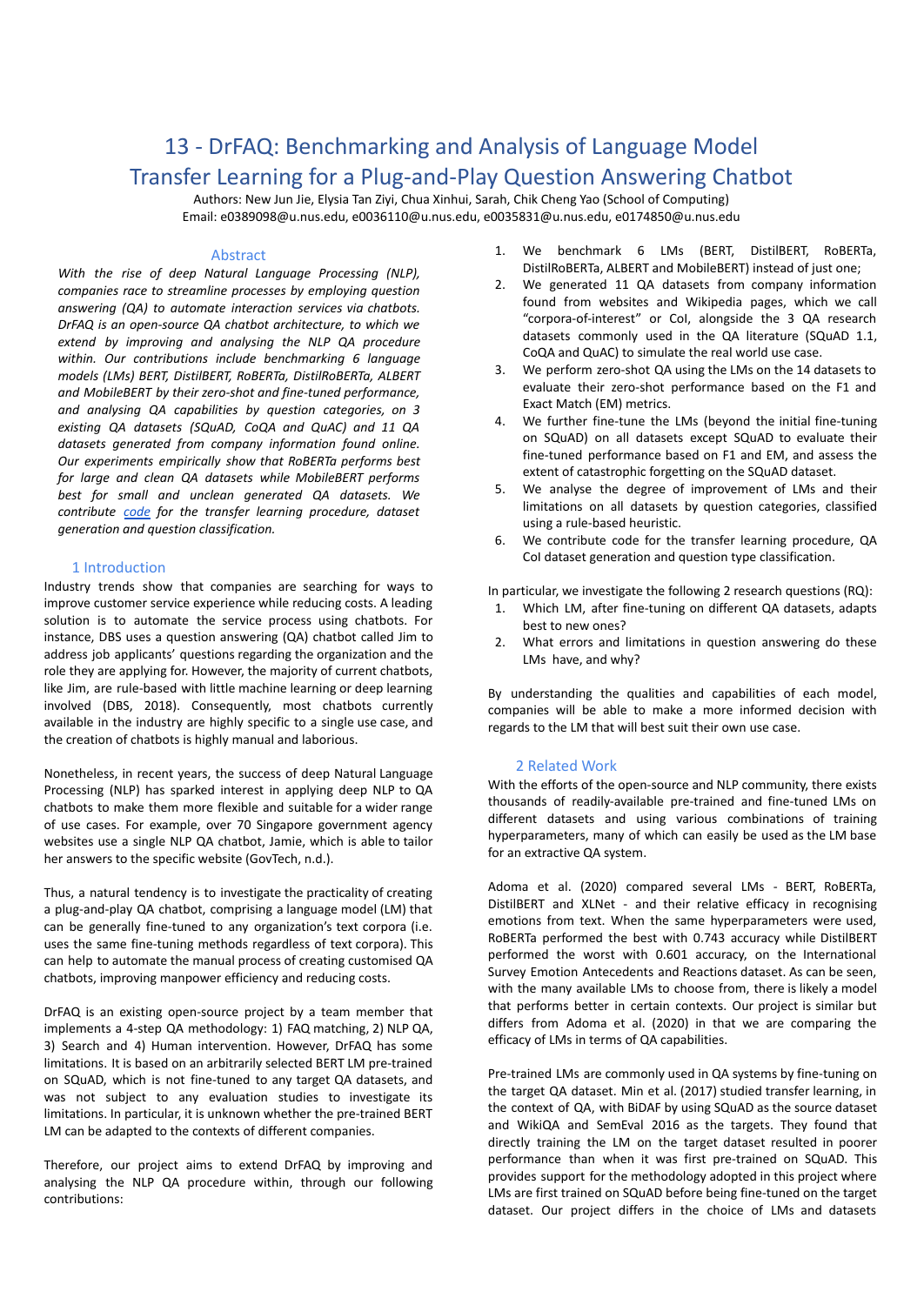# 13 - DrFAQ: Benchmarking and Analysis of Language Model Transfer Learning for a Plug-and-Play Question Answering Chatbot

Authors: New Jun Jie, Elysia Tan Ziyi, Chua Xinhui, Sarah, Chik Cheng Yao (School of Computing)

Email: e0389098@u.nus.edu, e0036110@u.nus.edu, e0035831@u.nus.edu, e0174850@u.nus.edu

## Abstract

*With the rise of deep Natural Language Processing (NLP), companies race to streamline processes by employing question answering (QA) to automate interaction services via chatbots. DrFAQ is an open-source QA chatbot architecture, to which we extend by improving and analysing the NLP QA procedure within. Our contributions include benchmarking 6 language models (LMs) BERT, DistilBERT, RoBERTa, DistilRoBERTa, ALBERT and MobileBERT by their zero-shot and fine-tuned performance, and analysing QA capabilities by question categories, on 3 existing QA datasets (SQuAD, CoQA and QuAC) and 11 QA datasets generated from company information found online. Our experiments empirically show that RoBERTa performs best for large and clean QA datasets while MobileBERT performs best for small and unclean generated QA datasets. We contribute code for the transfer learning procedure, dataset generation and question classification.*

## 1 Introduction

Industry trends show that companies are searching for ways to improve customer service experience while reducing costs. A leading solution is to automate the service process using chatbots. For instance, DBS uses a question answering (QA) chatbot called Jim to address job applicants' questions regarding the organization and the role they are applying for. However, the majority of current chatbots, like Jim, are rule-based with little machine learning or deep learning involved (DBS, 2018). Consequently, most chatbots currently available in the industry are highly specific to a single use case, and the creation of chatbots is highly manual and laborious.

Nonetheless, in recent years, the success of deep Natural Language Processing (NLP) has sparked interest in applying deep NLP to QA chatbots to make them more flexible and suitable for a wider range of use cases. For example, over 70 Singapore government agency websites use a single NLP QA chatbot, Jamie, which is able to tailor her answers to the specific website (GovTech, n.d.).

Thus, a natural tendency is to investigate the practicality of creating a plug-and-play QA chatbot, comprising a language model (LM) that can be generally fine-tuned to any organization's text corpora (i.e. uses the same fine-tuning methods regardless of text corpora). This can help to automate the manual process of creating customised QA chatbots, improving manpower efficiency and reducing costs.

DrFAQ is an existing open-source project by a team member that implements a 4-step QA methodology: 1) FAQ matching, 2) NLP QA, 3) Search and 4) Human intervention. However, DrFAQ has some limitations. It is based on an arbitrarily selected BERT LM pre-trained on SQuAD, which is not fine-tuned to any target QA datasets, and was not subject to any evaluation studies to investigate its limitations. In particular, it is unknown whether the pre-trained BERT LM can be adapted to the contexts of different companies.

Therefore, our project aims to extend DrFAQ by improving and analysing the NLP QA procedure within, through our following contributions:

1. We benchmark 6 LMs (BERT, DistilBERT, RoBERTa, DistilRoBERTa, ALBERT and MobileBERT) instead of just one;
2. We generated 11 QA datasets from company information found from websites and Wikipedia pages, which we call "corpora-of-interest" or CoI, alongside the 3 QA research datasets commonly used in the QA literature (SQuAD 1.1, CoQA and QuAC) to simulate the real world use case.
3. We perform zero-shot QA using the LMs on the 14 datasets to evaluate their zero-shot performance based on the F1 and Exact Match (EM) metrics.
4. We further fine-tune the LMs (beyond the initial fine-tuning on SQuAD) on all datasets except SQuAD to evaluate their fine-tuned performance based on F1 and EM, and assess the extent of catastrophic forgetting on the SQuAD dataset.
5. We analyse the degree of improvement of LMs and their limitations on all datasets by question categories, classified using a rule-based heuristic.
6. We contribute code for the transfer learning procedure, QA CoI dataset generation and question type classification.

In particular, we investigate the following 2 research questions (RQ):

1. Which LM, after fine-tuning on different QA datasets, adapts best to new ones?
2. What errors and limitations in question answering do these LMs have, and why?

By understanding the qualities and capabilities of each model, companies will be able to make a more informed decision with regards to the LM that will best suit their own use case.

## 2 Related Work

With the efforts of the open-source and NLP community, there exists thousands of readily-available pre-trained and fine-tuned LMs on different datasets and using various combinations of training hyperparameters, many of which can easily be used as the LM base for an extractive QA system.

Adoma et al. (2020) compared several LMs - BERT, RoBERTa, DistilBERT and XLNet - and their relative efficacy in recognising emotions from text. When the same hyperparameters were used, RoBERTa performed the best with 0.743 accuracy while DistilBERT performed the worst with 0.601 accuracy, on the International Survey Emotion Antecedents and Reactions dataset. As can be seen, with the many available LMs to choose from, there is likely a model that performs better in certain contexts. Our project is similar but differs from Adoma et al. (2020) in that we are comparing the efficacy of LMs in terms of QA capabilities.

Pre-trained LMs are commonly used in QA systems by fine-tuning on the target QA dataset. Min et al. (2017) studied transfer learning, in the context of QA, with BiDAF by using SQuAD as the source dataset and WikiQA and SemEval 2016 as the targets. They found that directly training the LM on the target dataset resulted in poorer performance than when it was first pre-trained on SQuAD. This provides support for the methodology adopted in this project where LMs are first trained on SQuAD before being fine-tuned on the target dataset. Our project differs in the choice of LMs and datasets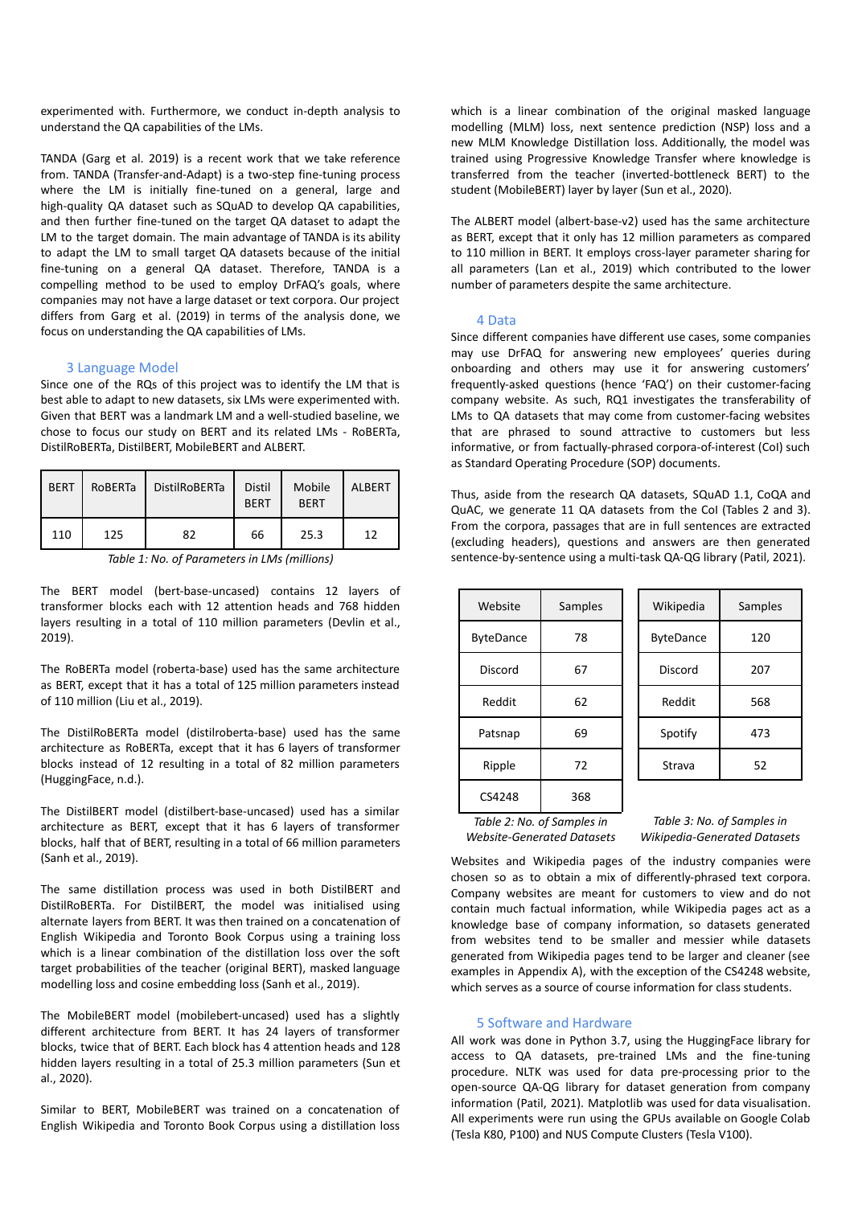experimented with. Furthermore, we conduct in-depth analysis to understand the QA capabilities of the LMs.

TANDA (Garg et al. 2019) is a recent work that we take reference from. TANDA (Transfer-and-Adapt) is a two-step fine-tuning process where the LM is initially fine-tuned on a general, large and high-quality QA dataset such as SQuAD to develop QA capabilities, and then further fine-tuned on the target QA dataset to adapt the LM to the target domain. The main advantage of TANDA is its ability to adapt the LM to small target QA datasets because of the initial fine-tuning on a general QA dataset. Therefore, TANDA is a compelling method to be used to employ DrFAQ's goals, where companies may not have a large dataset or text corpora. Our project differs from Garg et al. (2019) in terms of the analysis done, we focus on understanding the QA capabilities of LMs.

## 3 Language Model

Since one of the RQs of this project was to identify the LM that is best able to adapt to new datasets, six LMs were experimented with. Given that BERT was a landmark LM and a well-studied baseline, we chose to focus our study on BERT and its related LMs - RoBERTa, DistilRoBERTa, DistilBERT, MobileBERT and ALBERT.

| BERT | RoBERTa | DistilRoBERTa | Distil BERT | Mobile BERT | ALBERT |
|---|---|---|---|---|---|
| 110 | 125 | 82 | 66 | 25.3 | 12 |

*Table 1: No. of Parameters in LMs (millions)*

The BERT model (bert-base-uncased) contains 12 layers of transformer blocks each with 12 attention heads and 768 hidden layers resulting in a total of 110 million parameters (Devlin et al., 2019).

The RoBERTa model (roberta-base) used has the same architecture as BERT, except that it has a total of 125 million parameters instead of 110 million (Liu et al., 2019).

The DistilRoBERTa model (distilroberta-base) used has the same architecture as RoBERTa, except that it has 6 layers of transformer blocks instead of 12 resulting in a total of 82 million parameters (HuggingFace, n.d.).

The DistilBERT model (distilbert-base-uncased) used has a similar architecture as BERT, except that it has 6 layers of transformer blocks, half that of BERT, resulting in a total of 66 million parameters (Sanh et al., 2019).

The same distillation process was used in both DistilBERT and DistilRoBERTa. For DistilBERT, the model was initialised using alternate layers from BERT. It was then trained on a concatenation of English Wikipedia and Toronto Book Corpus using a training loss which is a linear combination of the distillation loss over the soft target probabilities of the teacher (original BERT), masked language modelling loss and cosine embedding loss (Sanh et al., 2019).

The MobileBERT model (mobilebert-uncased) used has a slightly different architecture from BERT. It has 24 layers of transformer blocks, twice that of BERT. Each block has 4 attention heads and 128 hidden layers resulting in a total of 25.3 million parameters (Sun et al., 2020).

Similar to BERT, MobileBERT was trained on a concatenation of English Wikipedia and Toronto Book Corpus using a distillation loss which is a linear combination of the original masked language modelling (MLM) loss, next sentence prediction (NSP) loss and a new MLM Knowledge Distillation loss. Additionally, the model was trained using Progressive Knowledge Transfer where knowledge is transferred from the teacher (inverted-bottleneck BERT) to the student (MobileBERT) layer by layer (Sun et al., 2020).

The ALBERT model (albert-base-v2) used has the same architecture as BERT, except that it only has 12 million parameters as compared to 110 million in BERT. It employs cross-layer parameter sharing for all parameters (Lan et al., 2019) which contributed to the lower number of parameters despite the same architecture.

## 4 Data

Since different companies have different use cases, some companies may use DrFAQ for answering new employees' queries during onboarding and others may use it for answering customers' frequently-asked questions (hence 'FAQ') on their customer-facing company website. As such, RQ1 investigates the transferability of LMs to QA datasets that may come from customer-facing websites that are phrased to sound attractive to customers but less informative, or from factually-phrased corpora-of-interest (CoI) such as Standard Operating Procedure (SOP) documents.

Thus, aside from the research QA datasets, SQuAD 1.1, CoQA and QuAC, we generate 11 QA datasets from the CoI (Tables 2 and 3). From the corpora, passages that are in full sentences are extracted (excluding headers), questions and answers are then generated sentence-by-sentence using a multi-task QA-QG library (Patil, 2021).

| Website | Samples |
|---|---|
| ByteDance | 78 |
| Discord | 67 |
| Reddit | 62 |
| Patsnap | 69 |
| Ripple | 72 |
| CS4248 | 368 |

*Table 2: No. of Samples in Website-Generated Datasets*

| Wikipedia | Samples |
|---|---|
| ByteDance | 120 |
| Discord | 207 |
| Reddit | 568 |
| Spotify | 473 |
| Strava | 52 |

*Table 3: No. of Samples in Wikipedia-Generated Datasets*

Websites and Wikipedia pages of the industry companies were chosen so as to obtain a mix of differently-phrased text corpora. Company websites are meant for customers to view and do not contain much factual information, while Wikipedia pages act as a knowledge base of company information, so datasets generated from websites tend to be smaller and messier while datasets generated from Wikipedia pages tend to be larger and cleaner (see examples in Appendix A), with the exception of the CS4248 website, which serves as a source of course information for class students.

## 5 Software and Hardware

All work was done in Python 3.7, using the HuggingFace library for access to QA datasets, pre-trained LMs and the fine-tuning procedure. NLTK was used for data pre-processing prior to the open-source QA-QG library for dataset generation from company information (Patil, 2021). Matplotlib was used for data visualisation. All experiments were run using the GPUs available on Google Colab (Tesla K80, P100) and NUS Compute Clusters (Tesla V100).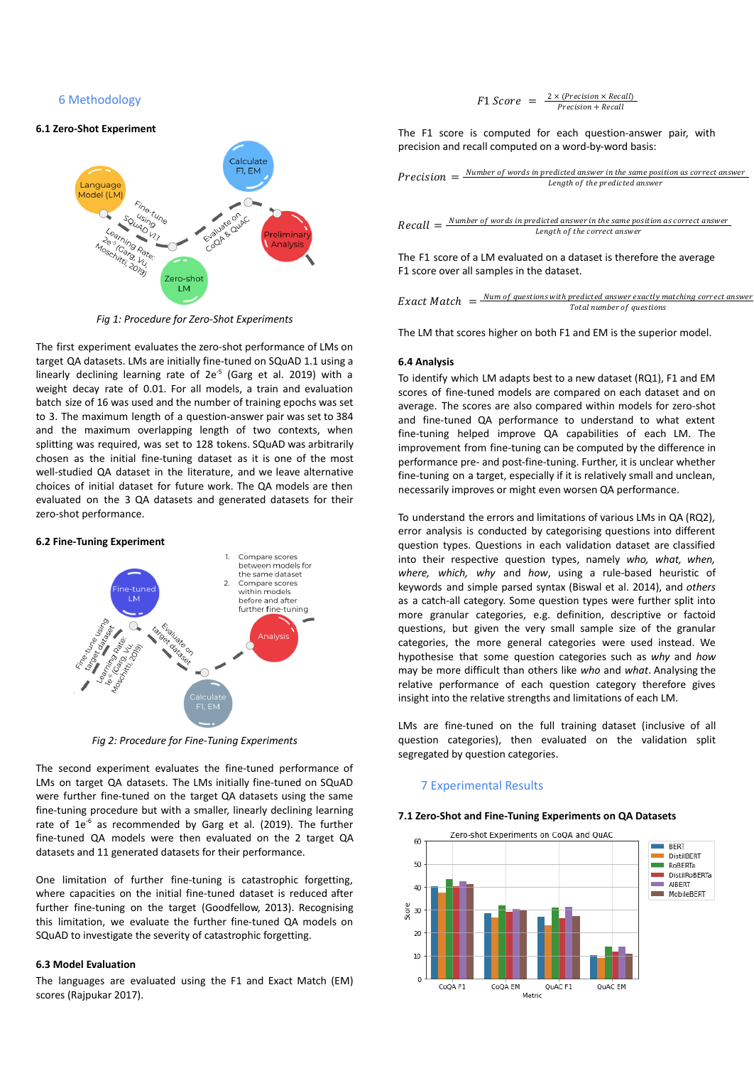## 6 Methodology

### 6.1 Zero-Shot Experiment

*Fig 1: Procedure for Zero-Shot Experiments*

The first experiment evaluates the zero-shot performance of LMs on target QA datasets. LMs are initially fine-tuned on SQuAD 1.1 using a linearly declining learning rate of $2e^{-5}$ (Garg et al. 2019) with a weight decay rate of 0.01. For all models, a train and evaluation batch size of 16 was used and the number of training epochs was set to 3. The maximum length of a question-answer pair was set to 384 and the maximum overlapping length of two contexts, when splitting was required, was set to 128 tokens. SQuAD was arbitrarily chosen as the initial fine-tuning dataset as it is one of the most well-studied QA dataset in the literature, and we leave alternative choices of initial dataset for future work. The QA models are then evaluated on the 3 QA datasets and generated datasets for their zero-shot performance.

### 6.2 Fine-Tuning Experiment

*Fig 2: Procedure for Fine-Tuning Experiments*

The second experiment evaluates the fine-tuned performance of LMs on target QA datasets. The LMs initially fine-tuned on SQuAD were further fine-tuned on the target QA datasets using the same fine-tuning procedure but with a smaller, linearly declining learning rate of $1e^{-6}$ as recommended by Garg et al. (2019). The further fine-tuned QA models were then evaluated on the 2 target QA datasets and 11 generated datasets for their performance.

One limitation of further fine-tuning is catastrophic forgetting, where capacities on the initial fine-tuned dataset is reduced after further fine-tuning on the target (Goodfellow, 2013). Recognising this limitation, we evaluate the further fine-tuned QA models on SQuAD to investigate the severity of catastrophic forgetting.

### 6.3 Model Evaluation

The languages are evaluated using the F1 and Exact Match (EM) scores (Rajpukar 2017).

$$F1\ Score = \frac{2 \times (Precision \times Recall)}{Precision + Recall}$$

The F1 score is computed for each question-answer pair, with precision and recall computed on a word-by-word basis:

$$Precision = \frac{Number\ of\ words\ in\ predicted\ answer\ in\ the\ same\ position\ as\ correct\ answer}{Length\ of\ the\ predicted\ answer}$$

$$Recall = \frac{Number\ of\ words\ in\ predicted\ answer\ in\ the\ same\ position\ as\ correct\ answer}{Length\ of\ the\ correct\ answer}$$

The F1 score of a LM evaluated on a dataset is therefore the average F1 score over all samples in the dataset.

$$Exact\ Match = \frac{Num\ of\ questions\ with\ predicted\ answer\ exactly\ matching\ correct\ answer}{Total\ number\ of\ questions}$$

The LM that scores higher on both F1 and EM is the superior model.

### 6.4 Analysis

To identify which LM adapts best to a new dataset (RQ1), F1 and EM scores of fine-tuned models are compared on each dataset and on average. The scores are also compared within models for zero-shot and fine-tuned QA performance to understand to what extent fine-tuning helped improve QA capabilities of each LM. The improvement from fine-tuning can be computed by the difference in performance pre- and post-fine-tuning. Further, it is unclear whether fine-tuning on a target, especially if it is relatively small and unclean, necessarily improves or might even worsen QA performance.

To understand the errors and limitations of various LMs in QA (RQ2), error analysis is conducted by categorising questions into different question types. Questions in each validation dataset are classified into their respective question types, namely *who, what, when, where, which, why* and *how*, using a rule-based heuristic of keywords and simple parsed syntax (Biswal et al. 2014), and *others* as a catch-all category. Some question types were further split into more granular categories, e.g. definition, descriptive or factoid questions, but given the very small sample size of the granular categories, the more general categories were used instead. We hypothesise that some question categories such as *why* and *how* may be more difficult than others like *who* and *what*. Analysing the relative performance of each question category therefore gives insight into the relative strengths and limitations of each LM.

LMs are fine-tuned on the full training dataset (inclusive of all question categories), then evaluated on the validation split segregated by question categories.

## 7 Experimental Results

### 7.1 Zero-Shot and Fine-Tuning Experiments on QA Datasets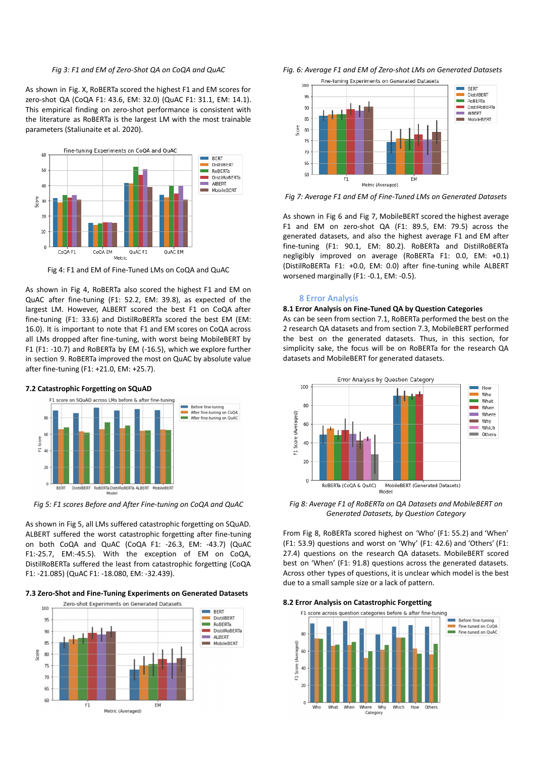*Fig 3: F1 and EM of Zero-Shot QA on CoQA and QuAC*

As shown in Fig. X, RoBERTa scored the highest F1 and EM scores for zero-shot QA (CoQA F1: 43.6, EM: 32.0) (QuAC F1: 31.1, EM: 14.1). This empirical finding on zero-shot performance is consistent with the literature as RoBERTa is the largest LM with the most trainable parameters (Staliunaite et al. 2020).

Fig 4: F1 and EM of Fine-Tuned LMs on CoQA and QuAC

As shown in Fig 4, RoBERTa also scored the highest F1 and EM on QuAC after fine-tuning (F1: 52.2, EM: 39.8), as expected of the largest LM. However, ALBERT scored the best F1 on CoQA after fine-tuning (F1: 33.6) and DistilRoBERTa scored the best EM (EM: 16.0). It is important to note that F1 and EM scores on CoQA across all LMs dropped after fine-tuning, with worst being MobileBERT by F1 (F1: -10.7) and RoBERTa by EM (-16.5), which we explore further in section 9. RoBERTa improved the most on QuAC by absolute value after fine-tuning (F1: +21.0, EM: +25.7).

### 7.2 Catastrophic Forgetting on SQuAD

*Fig 5: F1 scores Before and After Fine-tuning on CoQA and QuAC*

As shown in Fig 5, all LMs suffered catastrophic forgetting on SQuAD. ALBERT suffered the worst catastrophic forgetting after fine-tuning on both CoQA and QuAC (CoQA F1: -26.3, EM: -43.7) (QuAC F1:-25.7, EM:-45.5). With the exception of EM on CoQA, DistilRoBERTa suffered the least from catastrophic forgetting (CoQA F1: -21.085) (QuAC F1: -18.080, EM: -32.439).

### 7.3 Zero-Shot and Fine-Tuning Experiments on Generated Datasets

*Fig. 6: Average F1 and EM of Zero-shot LMs on Generated Datasets*

*Fig 7: Average F1 and EM of Fine-Tuned LMs on Generated Datasets*

As shown in Fig 6 and Fig 7, MobileBERT scored the highest average F1 and EM on zero-shot QA (F1: 89.5, EM: 79.5) across the generated datasets, and also the highest average F1 and EM after fine-tuning (F1: 90.1, EM: 80.2). RoBERTa and DistilRoBERTa negligibly improved on average (RoBERTa F1: 0.0, EM: +0.1) (DistilRoBERTa F1: +0.0, EM: 0.0) after fine-tuning while ALBERT worsened marginally (F1: -0.1, EM: -0.5).

## 8 Error Analysis

### 8.1 Error Analysis on Fine-Tuned QA by Question Categories

As can be seen from section 7.1, RoBERTa performed the best on the 2 research QA datasets and from section 7.3, MobileBERT performed the best on the generated datasets. Thus, in this section, for simplicity sake, the focus will be on RoBERTa for the research QA datasets and MobileBERT for generated datasets.

*Fig 8: Average F1 of RoBERTa on QA Datasets and MobileBERT on Generated Datasets, by Question Category*

From Fig 8, RoBERTa scored highest on 'Who' (F1: 55.2) and 'When' (F1: 53.9) questions and worst on 'Why' (F1: 42.6) and 'Others' (F1: 27.4) questions on the research QA datasets. MobileBERT scored best on 'When' (F1: 91.8) questions across the generated datasets. Across other types of questions, it is unclear which model is the best due to a small sample size or a lack of pattern.

### 8.2 Error Analysis on Catastrophic Forgetting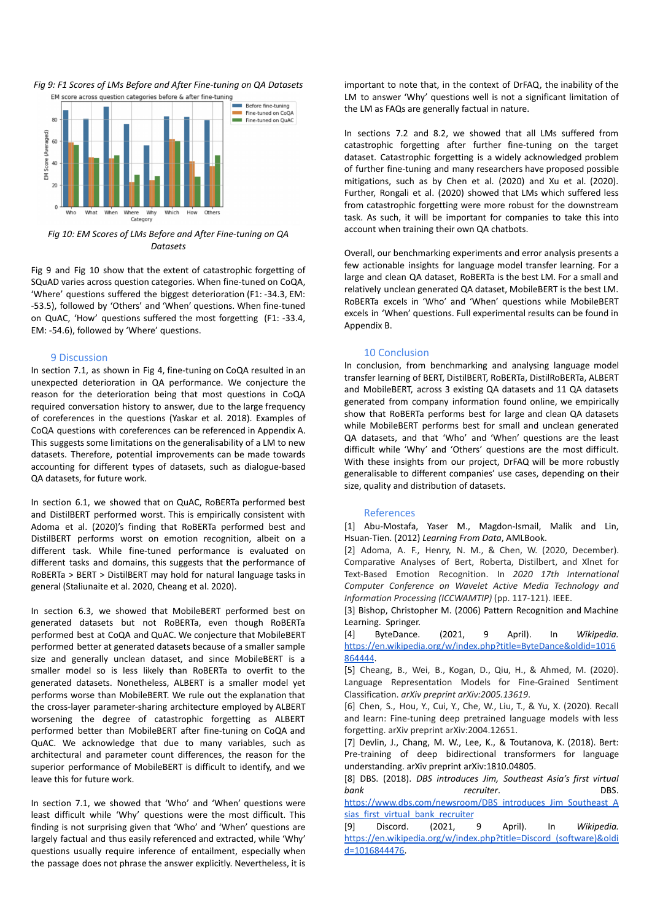*Fig 9: F1 Scores of LMs Before and After Fine-tuning on QA Datasets*

*Fig 10: EM Scores of LMs Before and After Fine-tuning on QA Datasets*

Fig 9 and Fig 10 show that the extent of catastrophic forgetting of SQuAD varies across question categories. When fine-tuned on CoQA, 'Where' questions suffered the biggest deterioration (F1: -34.3, EM: -53.5), followed by 'Others' and 'When' questions. When fine-tuned on QuAC, 'How' questions suffered the most forgetting (F1: -33.4, EM: -54.6), followed by 'Where' questions.

## 9 Discussion

In section 7.1, as shown in Fig 4, fine-tuning on CoQA resulted in an unexpected deterioration in QA performance. We conjecture the reason for the deterioration being that most questions in CoQA required conversation history to answer, due to the large frequency of coreferences in the questions (Yaskar et al. 2018). Examples of CoQA questions with coreferences can be referenced in Appendix A. This suggests some limitations on the generalisability of a LM to new datasets. Therefore, potential improvements can be made towards accounting for different types of datasets, such as dialogue-based QA datasets, for future work.

In section 6.1, we showed that on QuAC, RoBERTa performed best and DistilBERT performed worst. This is empirically consistent with Adoma et al. (2020)'s finding that RoBERTa performed best and DistilBERT performs worst on emotion recognition, albeit on a different task. While fine-tuned performance is evaluated on different tasks and domains, this suggests that the performance of RoBERTa > BERT > DistilBERT may hold for natural language tasks in general (Staliunaite et al. 2020, Cheang et al. 2020).

In section 6.3, we showed that MobileBERT performed best on generated datasets but not RoBERTa, even though RoBERTa performed best at CoQA and QuAC. We conjecture that MobileBERT performed better at generated datasets because of a smaller sample size and generally unclean dataset, and since MobileBERT is a smaller model so is less likely than RoBERTa to overfit to the generated datasets. Nonetheless, ALBERT is a smaller model yet performs worse than MobileBERT. We rule out the explanation that the cross-layer parameter-sharing architecture employed by ALBERT worsening the degree of catastrophic forgetting as ALBERT performed better than MobileBERT after fine-tuning on CoQA and QuAC. We acknowledge that due to many variables, such as architectural and parameter count differences, the reason for the superior performance of MobileBERT is difficult to identify, and we leave this for future work.

In section 7.1, we showed that 'Who' and 'When' questions were least difficult while 'Why' questions were the most difficult. This finding is not surprising given that 'Who' and 'When' questions are largely factual and thus easily referenced and extracted, while 'Why' questions usually require inference of entailment, especially when the passage does not phrase the answer explicitly. Nevertheless, it is important to note that, in the context of DrFAQ, the inability of the LM to answer 'Why' questions well is not a significant limitation of the LM as FAQs are generally factual in nature.

In sections 7.2 and 8.2, we showed that all LMs suffered from catastrophic forgetting after further fine-tuning on the target dataset. Catastrophic forgetting is a widely acknowledged problem of further fine-tuning and many researchers have proposed possible mitigations, such as by Chen et al. (2020) and Xu et al. (2020). Further, Rongali et al. (2020) showed that LMs which suffered less from catastrophic forgetting were more robust for the downstream task. As such, it will be important for companies to take this into account when training their own QA chatbots.

Overall, our benchmarking experiments and error analysis presents a few actionable insights for language model transfer learning. For a large and clean QA dataset, RoBERTa is the best LM. For a small and relatively unclean generated QA dataset, MobileBERT is the best LM. RoBERTa excels in 'Who' and 'When' questions while MobileBERT excels in 'When' questions. Full experimental results can be found in Appendix B.

## 10 Conclusion

In conclusion, from benchmarking and analysing language model transfer learning of BERT, DistilBERT, RoBERTa, DistilRoBERTa, ALBERT and MobileBERT, across 3 existing QA datasets and 11 QA datasets generated from company information found online, we empirically show that RoBERTa performs best for large and clean QA datasets while MobileBERT performs best for small and unclean generated QA datasets, and that 'Who' and 'When' questions are the least difficult while 'Why' and 'Others' questions are the most difficult. With these insights from our project, DrFAQ will be more robustly generalisable to different companies' use cases, depending on their size, quality and distribution of datasets.

## References

[1] Abu-Mostafa, Yaser M., Magdon-Ismail, Malik and Lin, Hsuan-Tien. (2012) *Learning From Data*, AMLBook.

[2] Adoma, A. F., Henry, N. M., & Chen, W. (2020, December). Comparative Analyses of Bert, Roberta, Distilbert, and Xlnet for Text-Based Emotion Recognition. In *2020 17th International Computer Conference on Wavelet Active Media Technology and Information Processing (ICCWAMTIP)* (pp. 117-121). IEEE.

[3] Bishop, Christopher M. (2006) Pattern Recognition and Machine Learning. Springer.

[4] ByteDance. (2021, 9 April). In *Wikipedia*. https://en.wikipedia.org/w/index.php?title=ByteDance&oldid=1016864444.

[5] Cheang, B., Wei, B., Kogan, D., Qiu, H., & Ahmed, M. (2020). Language Representation Models for Fine-Grained Sentiment Classification. *arXiv preprint arXiv:2005.13619*.

[6] Chen, S., Hou, Y., Cui, Y., Che, W., Liu, T., & Yu, X. (2020). Recall and learn: Fine-tuning deep pretrained language models with less forgetting. arXiv preprint arXiv:2004.12651.

[7] Devlin, J., Chang, M. W., Lee, K., & Toutanova, K. (2018). Bert: Pre-training of deep bidirectional transformers for language understanding. arXiv preprint arXiv:1810.04805.

[8] DBS. (2018). *DBS introduces Jim, Southeast Asia's first virtual bank recruiter*. DBS. https://www.dbs.com/newsroom/DBS_introduces_Jim_Southeast_Asias_first_virtual_bank_recruiter

[9] Discord. (2021, 9 April). In *Wikipedia*. https://en.wikipedia.org/w/index.php?title=Discord_(software)&oldid=1016844476.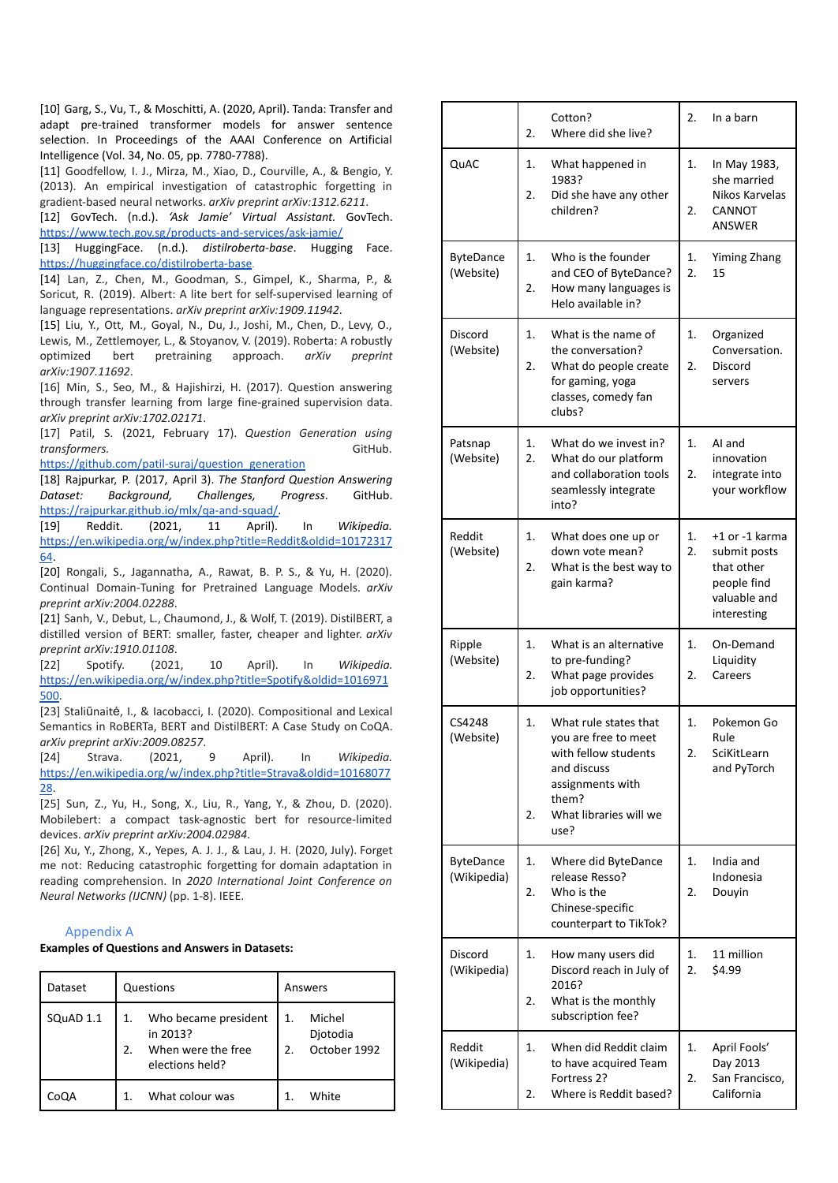[10] Garg, S., Vu, T., & Moschitti, A. (2020, April). Tanda: Transfer and adapt pre-trained transformer models for answer sentence selection. In Proceedings of the AAAI Conference on Artificial Intelligence (Vol. 34, No. 05, pp. 7780-7788).

[11] Goodfellow, I. J., Mirza, M., Xiao, D., Courville, A., & Bengio, Y. (2013). An empirical investigation of catastrophic forgetting in gradient-based neural networks. *arXiv preprint arXiv:1312.6211*.

[12] GovTech. (n.d.). *'Ask Jamie' Virtual Assistant*. GovTech. https://www.tech.gov.sg/products-and-services/ask-jamie/

[13] HuggingFace. (n.d.). *distilroberta-base*. Hugging Face. https://huggingface.co/distilroberta-base

[14] Lan, Z., Chen, M., Goodman, S., Gimpel, K., Sharma, P., & Soricut, R. (2019). Albert: A lite bert for self-supervised learning of language representations. *arXiv preprint arXiv:1909.11942*.

[15] Liu, Y., Ott, M., Goyal, N., Du, J., Joshi, M., Chen, D., Levy, O., Lewis, M., Zettlemoyer, L., & Stoyanov, V. (2019). Roberta: A robustly optimized bert pretraining approach. *arXiv preprint arXiv:1907.11692*.

[16] Min, S., Seo, M., & Hajishirzi, H. (2017). Question answering through transfer learning from large fine-grained supervision data. *arXiv preprint arXiv:1702.02171*.

[17] Patil, S. (2021, February 17). *Question Generation using transformers*. GitHub. https://github.com/patil-suraj/question_generation

[18] Rajpurkar, P. (2017, April 3). *The Stanford Question Answering Dataset: Background, Challenges, Progress*. GitHub. https://rajpurkar.github.io/mlx/qa-and-squad/.

[19] Reddit. (2021, 11 April). In *Wikipedia*. https://en.wikipedia.org/w/index.php?title=Reddit&oldid=1017231764.

[20] Rongali, S., Jagannatha, A., Rawat, B. P. S., & Yu, H. (2020). Continual Domain-Tuning for Pretrained Language Models. *arXiv preprint arXiv:2004.02288*.

[21] Sanh, V., Debut, L., Chaumond, J., & Wolf, T. (2019). DistilBERT, a distilled version of BERT: smaller, faster, cheaper and lighter. *arXiv preprint arXiv:1910.01108*.

[22] Spotify. (2021, 10 April). In *Wikipedia*. https://en.wikipedia.org/w/index.php?title=Spotify&oldid=1016971500.

[23] Staliūnaitė, I., & Iacobacci, I. (2020). Compositional and Lexical Semantics in RoBERTa, BERT and DistilBERT: A Case Study on CoQA. *arXiv preprint arXiv:2009.08257*.

[24] Strava. (2021, 9 April). In *Wikipedia*. https://en.wikipedia.org/w/index.php?title=Strava&oldid=1016807728.

[25] Sun, Z., Yu, H., Song, X., Liu, R., Yang, Y., & Zhou, D. (2020). Mobilebert: a compact task-agnostic bert for resource-limited devices. *arXiv preprint arXiv:2004.02984*.

[26] Xu, Y., Zhong, X., Yepes, A. J. J., & Lau, J. H. (2020, July). Forget me not: Reducing catastrophic forgetting for domain adaptation in reading comprehension. In *2020 International Joint Conference on Neural Networks (IJCNN)* (pp. 1-8). IEEE.

## Appendix A

**Examples of Questions and Answers in Datasets:**

| Dataset | Questions | Answers |
|---|---|---|
| SQuAD 1.1 | 1. Who became president in 2013?<br>2. When were the free elections held? | 1. Michel Djotodia<br>2. October 1992 |
| CoQA | 1. What colour was Cotton?<br>2. Where did she live? | 1. White<br>2. In a barn |
| QuAC | 1. What happened in 1983?<br>2. Did she have any other children? | 1. In May 1983, she married Nikos Karvelas<br>2. CANNOT ANSWER |
| ByteDance (Website) | 1. Who is the founder and CEO of ByteDance?<br>2. How many languages is Helo available in? | 1. Yiming Zhang<br>2. 15 |
| Discord (Website) | 1. What is the name of the conversation?<br>2. What do people create for gaming, yoga classes, comedy fan clubs? | 1. Organized Conversation.<br>2. Discord servers |
| Patsnap (Website) | 1. What do we invest in?<br>2. What do our platform and collaboration tools seamlessly integrate into? | 1. AI and innovation<br>2. integrate into your workflow |
| Reddit (Website) | 1. What does one up or down vote mean?<br>2. What is the best way to gain karma? | 1. +1 or -1 karma<br>2. submit posts that other people find valuable and interesting |
| Ripple (Website) | 1. What is an alternative to pre-funding?<br>2. What page provides job opportunities? | 1. On-Demand Liquidity<br>2. Careers |
| CS4248 (Website) | 1. What rule states that you are free to meet with fellow students and discuss assignments with them?<br>2. What libraries will we use? | 1. Pokemon Go Rule<br>2. SciKitLearn and PyTorch |
| ByteDance (Wikipedia) | 1. Where did ByteDance release Resso?<br>2. Who is the Chinese-specific counterpart to TikTok? | 1. India and Indonesia<br>2. Douyin |
| Discord (Wikipedia) | 1. How many users did Discord reach in July of 2016?<br>2. What is the monthly subscription fee? | 1. 11 million<br>2. $4.99 |
| Reddit (Wikipedia) | 1. When did Reddit claim to have acquired Team Fortress 2?<br>2. Where is Reddit based? | 1. April Fools' Day 2013<br>2. San Francisco, California |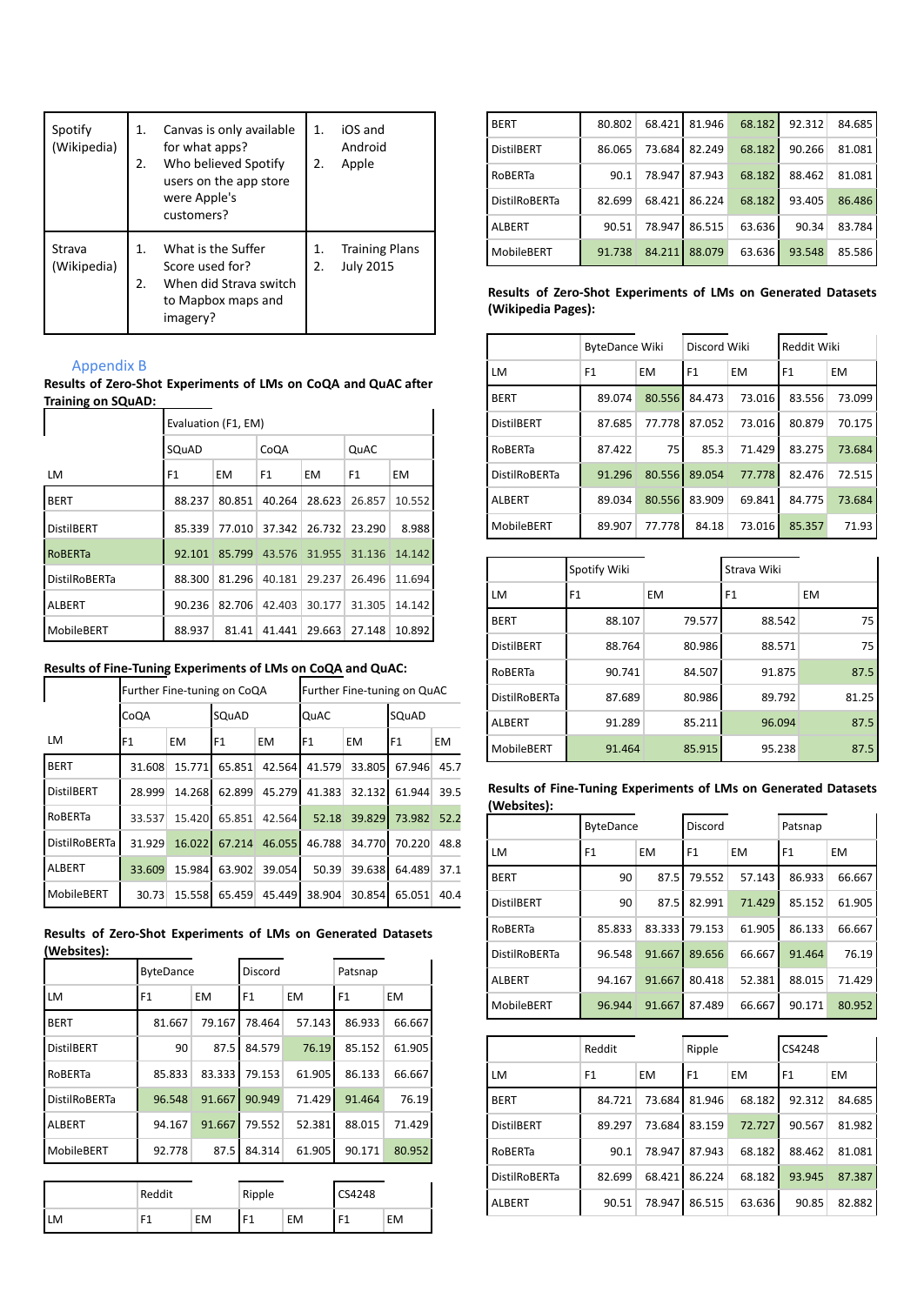| Spotify (Wikipedia) | 1. Canvas is only available for what apps? 2. Who believed Spotify users on the app store were Apple's customers? | 1. iOS and Android 2. Apple |
|---|---|---|
| Strava (Wikipedia) | 1. What is the Suffer Score used for? 2. When did Strava switch to Mapbox maps and imagery? | 1. Training Plans 2. July 2015 |

## Appendix B

**Results of Zero-Shot Experiments of LMs on CoQA and QuAC after Training on SQuAD:**

| | Evaluation (F1, EM) | | | | | |
|---|---|---|---|---|---|---|
| | SQuAD | | CoQA | | QuAC | |
| LM | F1 | EM | F1 | EM | F1 | EM |
| BERT | 88.237 | 80.851 | 40.264 | 28.623 | 26.857 | 10.552 |
| DistilBERT | 85.339 | 77.010 | 37.342 | 26.732 | 23.290 | 8.988 |
| RoBERTa | 92.101 | 85.799 | 43.576 | 31.955 | 31.136 | 14.142 |
| DistilRoBERTa | 88.300 | 81.296 | 40.181 | 29.237 | 26.496 | 11.694 |
| ALBERT | 90.236 | 82.706 | 42.403 | 30.177 | 31.305 | 14.142 |
| MobileBERT | 88.937 | 81.41 | 41.441 | 29.663 | 27.148 | 10.892 |

**Results of Fine-Tuning Experiments of LMs on CoQA and QuAC:**

| | Further Fine-tuning on CoQA | | | | Further Fine-tuning on QuAC | | | |
|---|---|---|---|---|---|---|---|---|
| | CoQA | | SQuAD | | QuAC | | SQuAD | |
| LM | F1 | EM | F1 | EM | F1 | EM | F1 | EM |
| BERT | 31.608 | 15.771 | 65.851 | 42.564 | 41.579 | 33.805 | 67.946 | 45.7 |
| DistilBERT | 28.999 | 14.268 | 62.899 | 45.279 | 41.383 | 32.132 | 61.944 | 39.5 |
| RoBERTa | 33.537 | 15.420 | 65.851 | 42.564 | 52.18 | 39.829 | 73.982 | 52.2 |
| DistilRoBERTa | 31.929 | 16.022 | 67.214 | 46.055 | 46.788 | 34.770 | 70.220 | 48.8 |
| ALBERT | 33.609 | 15.984 | 63.902 | 39.054 | 50.39 | 39.638 | 64.489 | 37.1 |
| MobileBERT | 30.73 | 15.558 | 65.459 | 45.449 | 38.904 | 30.854 | 65.051 | 40.4 |

**Results of Zero-Shot Experiments of LMs on Generated Datasets (Websites):**

| | ByteDance | | Discord | | Patsnap | |
|---|---|---|---|---|---|---|
| LM | F1 | EM | F1 | EM | F1 | EM |
| BERT | 81.667 | 79.167 | 78.464 | 57.143 | 86.933 | 66.667 |
| DistilBERT | 90 | 87.5 | 84.579 | 76.19 | 85.152 | 61.905 |
| RoBERTa | 85.833 | 83.333 | 79.153 | 61.905 | 86.133 | 66.667 |
| DistilRoBERTa | 96.548 | 91.667 | 90.949 | 71.429 | 91.464 | 76.19 |
| ALBERT | 94.167 | 91.667 | 79.552 | 52.381 | 88.015 | 71.429 |
| MobileBERT | 92.778 | 87.5 | 84.314 | 61.905 | 90.171 | 80.952 |

| | Reddit | | Ripple | | CS4248 | |
|---|---|---|---|---|---|---|
| LM | F1 | EM | F1 | EM | F1 | EM |
| BERT | 80.802 | 68.421 | 81.946 | 68.182 | 92.312 | 84.685 |
| DistilBERT | 86.065 | 73.684 | 82.249 | 68.182 | 90.266 | 81.081 |
| RoBERTa | 90.1 | 78.947 | 87.943 | 68.182 | 88.462 | 81.081 |
| DistilRoBERTa | 82.699 | 68.421 | 86.224 | 68.182 | 93.405 | 86.486 |
| ALBERT | 90.51 | 78.947 | 86.515 | 63.636 | 90.34 | 83.784 |
| MobileBERT | 91.738 | 84.211 | 88.079 | 63.636 | 93.548 | 85.586 |

**Results of Zero-Shot Experiments of LMs on Generated Datasets (Wikipedia Pages):**

| | ByteDance Wiki | | Discord Wiki | | Reddit Wiki | |
|---|---|---|---|---|---|---|
| LM | F1 | EM | F1 | EM | F1 | EM |
| BERT | 89.074 | 80.556 | 84.473 | 73.016 | 83.556 | 73.099 |
| DistilBERT | 87.685 | 77.778 | 87.052 | 73.016 | 80.879 | 70.175 |
| RoBERTa | 87.422 | 75 | 85.3 | 71.429 | 83.275 | 73.684 |
| DistilRoBERTa | 91.296 | 80.556 | 89.054 | 77.778 | 82.476 | 72.515 |
| ALBERT | 89.034 | 80.556 | 83.909 | 69.841 | 84.775 | 73.684 |
| MobileBERT | 89.907 | 77.778 | 84.18 | 73.016 | 85.357 | 71.93 |

| | Spotify Wiki | | Strava Wiki | |
|---|---|---|---|---|
| LM | F1 | EM | F1 | EM |
| BERT | 88.107 | 79.577 | 88.542 | 75 |
| DistilBERT | 88.764 | 80.986 | 88.571 | 75 |
| RoBERTa | 90.741 | 84.507 | 91.875 | 87.5 |
| DistilRoBERTa | 87.689 | 80.986 | 89.792 | 81.25 |
| ALBERT | 91.289 | 85.211 | 96.094 | 87.5 |
| MobileBERT | 91.464 | 85.915 | 95.238 | 87.5 |

**Results of Fine-Tuning Experiments of LMs on Generated Datasets (Websites):**

| | ByteDance | | Discord | | Patsnap | |
|---|---|---|---|---|---|---|
| LM | F1 | EM | F1 | EM | F1 | EM |
| BERT | 90 | 87.5 | 79.552 | 57.143 | 86.933 | 66.667 |
| DistilBERT | 90 | 87.5 | 82.991 | 71.429 | 85.152 | 61.905 |
| RoBERTa | 85.833 | 83.333 | 79.153 | 61.905 | 86.133 | 66.667 |
| DistilRoBERTa | 96.548 | 91.667 | 89.656 | 66.667 | 91.464 | 76.19 |
| ALBERT | 94.167 | 91.667 | 80.418 | 52.381 | 88.015 | 71.429 |
| MobileBERT | 96.944 | 91.667 | 87.489 | 66.667 | 90.171 | 80.952 |

| | Reddit | | Ripple | | CS4248 | |
|---|---|---|---|---|---|---|
| LM | F1 | EM | F1 | EM | F1 | EM |
| BERT | 84.721 | 73.684 | 81.946 | 68.182 | 92.312 | 84.685 |
| DistilBERT | 89.297 | 73.684 | 83.159 | 72.727 | 90.567 | 81.982 |
| RoBERTa | 90.1 | 78.947 | 87.943 | 68.182 | 88.462 | 81.081 |
| DistilRoBERTa | 82.699 | 68.421 | 86.224 | 68.182 | 93.945 | 87.387 |
| ALBERT | 90.51 | 78.947 | 86.515 | 63.636 | 90.85 | 82.882 |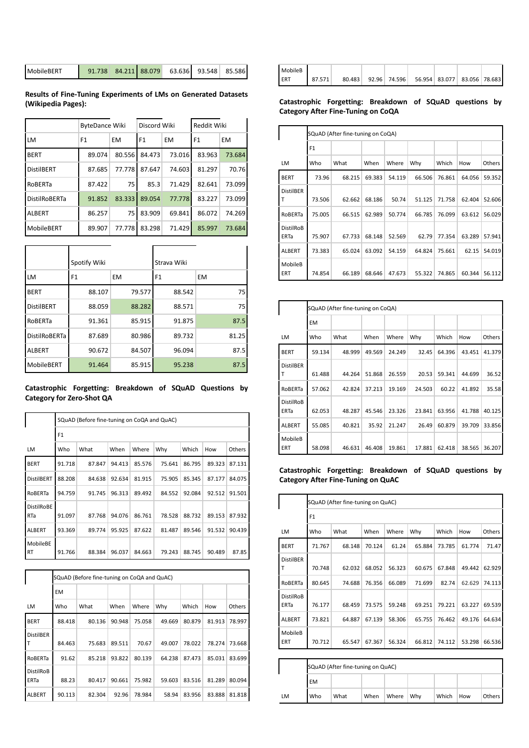| MobileBERT | 91.738 | 84.211 | 88.079 | 63.636 | 93.548 | 85.586 |
|---|---|---|---|---|---|---|

**Results of Fine-Tuning Experiments of LMs on Generated Datasets (Wikipedia Pages):**

| | ByteDance Wiki | | Discord Wiki | | Reddit Wiki | |
|---|---|---|---|---|---|---|
| LM | F1 | EM | F1 | EM | F1 | EM |
| BERT | 89.074 | 80.556 | 84.473 | 73.016 | 83.963 | 73.684 |
| DistilBERT | 87.685 | 77.778 | 87.647 | 74.603 | 81.297 | 70.76 |
| RoBERTa | 87.422 | 75 | 85.3 | 71.429 | 82.641 | 73.099 |
| DistilRoBERTa | 91.852 | 83.333 | 89.054 | 77.778 | 83.227 | 73.099 |
| ALBERT | 86.257 | 75 | 83.909 | 69.841 | 86.072 | 74.269 |
| MobileBERT | 89.907 | 77.778 | 83.298 | 71.429 | 85.997 | 73.684 |

| | Spotify Wiki | | Strava Wiki | |
|---|---|---|---|---|
| LM | F1 | EM | F1 | EM |
| BERT | 88.107 | 79.577 | 88.542 | 75 |
| DistilBERT | 88.059 | 88.282 | 88.571 | 75 |
| RoBERTa | 91.361 | 85.915 | 91.875 | 87.5 |
| DistilRoBERTa | 87.689 | 80.986 | 89.732 | 81.25 |
| ALBERT | 90.672 | 84.507 | 96.094 | 87.5 |
| MobileBERT | 91.464 | 85.915 | 95.238 | 87.5 |

**Catastrophic Forgetting: Breakdown of SQuAD Questions by Category for Zero-Shot QA**

| | SQuAD (Before fine-tuning on CoQA and QuAC) | | | | | | | |
|---|---|---|---|---|---|---|---|---|
| | F1 | | | | | | | |
| LM | Who | What | When | Where | Why | Which | How | Others |
| BERT | 91.718 | 87.847 | 94.413 | 85.576 | 75.641 | 86.795 | 89.323 | 87.131 |
| DistilBERT | 88.208 | 84.638 | 92.634 | 81.915 | 75.905 | 85.345 | 87.177 | 84.075 |
| RoBERTa | 94.759 | 91.745 | 96.313 | 89.492 | 84.552 | 92.084 | 92.512 | 91.501 |
| DistilRoBERTa | 91.097 | 87.768 | 94.076 | 86.761 | 78.528 | 88.732 | 89.153 | 87.932 |
| ALBERT | 93.369 | 89.774 | 95.925 | 87.622 | 81.487 | 89.546 | 91.532 | 90.439 |
| MobileBERT | 91.766 | 88.384 | 96.037 | 84.663 | 79.243 | 88.745 | 90.489 | 87.85 |

| | SQuAD (Before fine-tuning on CoQA and QuAC) | | | | | | | |
|---|---|---|---|---|---|---|---|---|
| | EM | | | | | | | |
| LM | Who | What | When | Where | Why | Which | How | Others |
| BERT | 88.418 | 80.136 | 90.948 | 75.058 | 49.669 | 80.879 | 81.913 | 78.997 |
| DistilBERT | 84.463 | 75.683 | 89.511 | 70.67 | 49.007 | 78.022 | 78.274 | 73.668 |
| RoBERTa | 91.62 | 85.218 | 93.822 | 80.139 | 64.238 | 87.473 | 85.031 | 83.699 |
| DistilRoBERTa | 88.23 | 80.417 | 90.661 | 75.982 | 59.603 | 83.516 | 81.289 | 80.094 |
| ALBERT | 90.113 | 82.304 | 92.96 | 78.984 | 58.94 | 83.956 | 83.888 | 81.818 |
| MobileBERT | 87.571 | 80.483 | 92.96 | 74.596 | 56.954 | 83.077 | 83.056 | 78.683 |

**Catastrophic Forgetting: Breakdown of SQuAD questions by Category After Fine-Tuning on CoQA**

| | SQuAD (After fine-tuning on CoQA) | | | | | | | |
|---|---|---|---|---|---|---|---|---|
| | F1 | | | | | | | |
| LM | Who | What | When | Where | Why | Which | How | Others |
| BERT | 73.96 | 68.215 | 69.383 | 54.119 | 66.506 | 76.861 | 64.056 | 59.352 |
| DistilBERT | 73.506 | 62.662 | 68.186 | 50.74 | 51.125 | 71.758 | 62.404 | 52.606 |
| RoBERTa | 75.005 | 66.515 | 62.989 | 50.774 | 66.785 | 76.099 | 63.612 | 56.029 |
| DistilRoBERTa | 75.907 | 67.733 | 68.148 | 52.569 | 62.79 | 77.354 | 63.289 | 57.941 |
| ALBERT | 73.383 | 65.024 | 63.092 | 54.159 | 64.824 | 75.661 | 62.15 | 54.019 |
| MobileBERT | 74.854 | 66.189 | 68.646 | 47.673 | 55.322 | 74.865 | 60.344 | 56.112 |

| | SQuAD (After fine-tuning on CoQA) | | | | | | | |
|---|---|---|---|---|---|---|---|---|
| | EM | | | | | | | |
| LM | Who | What | When | Where | Why | Which | How | Others |
| BERT | 59.134 | 48.999 | 49.569 | 24.249 | 32.45 | 64.396 | 43.451 | 41.379 |
| DistilBERT | 61.488 | 44.264 | 51.868 | 26.559 | 20.53 | 59.341 | 44.699 | 36.52 |
| RoBERTa | 57.062 | 42.824 | 37.213 | 19.169 | 24.503 | 60.22 | 41.892 | 35.58 |
| DistilRoBERTa | 62.053 | 48.287 | 45.546 | 23.326 | 23.841 | 63.956 | 41.788 | 40.125 |
| ALBERT | 55.085 | 40.821 | 35.92 | 21.247 | 26.49 | 60.879 | 39.709 | 33.856 |
| MobileBERT | 58.098 | 46.631 | 46.408 | 19.861 | 17.881 | 62.418 | 38.565 | 36.207 |

**Catastrophic Forgetting: Breakdown of SQuAD questions by Category After Fine-Tuning on QuAC**

| | SQuAD (After fine-tuning on QuAC) | | | | | | | |
|---|---|---|---|---|---|---|---|---|
| | F1 | | | | | | | |
| LM | Who | What | When | Where | Why | Which | How | Others |
| BERT | 71.767 | 68.148 | 70.124 | 61.24 | 65.884 | 73.785 | 61.774 | 71.47 |
| DistilBERT | 70.748 | 62.032 | 68.052 | 56.323 | 60.675 | 67.848 | 49.442 | 62.929 |
| RoBERTa | 80.645 | 74.688 | 76.356 | 66.089 | 71.699 | 82.74 | 62.629 | 74.113 |
| DistilRoBERTa | 76.177 | 68.459 | 73.575 | 59.248 | 69.251 | 79.221 | 63.227 | 69.539 |
| ALBERT | 73.821 | 64.887 | 67.139 | 58.306 | 65.755 | 76.462 | 49.176 | 64.634 |
| MobileBERT | 70.712 | 65.547 | 67.367 | 56.324 | 66.812 | 74.112 | 53.298 | 66.536 |

| | SQuAD (After fine-tuning on QuAC) | | | | | | | |
|---|---|---|---|---|---|---|---|---|
| | EM | | | | | | | |
| LM | Who | What | When | Where | Why | Which | How | Others |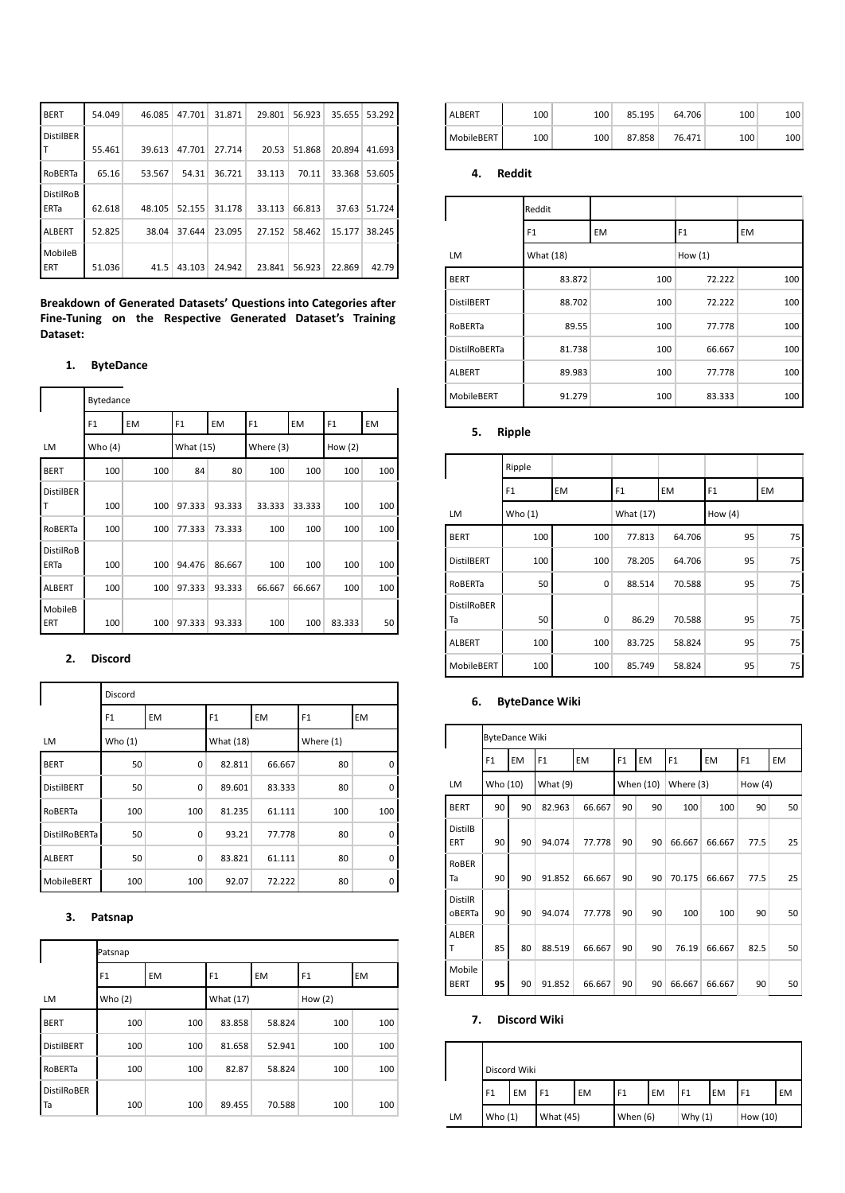| BERT | 54.049 | 46.085 | 47.701 | 31.871 | 29.801 | 56.923 | 35.655 | 53.292 |
|---|---|---|---|---|---|---|---|---|
| DistilBERT | 55.461 | 39.613 | 47.701 | 27.714 | 20.53 | 51.868 | 20.894 | 41.693 |
| RoBERTa | 65.16 | 53.567 | 54.31 | 36.721 | 33.113 | 70.11 | 33.368 | 53.605 |
| DistilRoBERTa | 62.618 | 48.105 | 52.155 | 31.178 | 33.113 | 66.813 | 37.63 | 51.724 |
| ALBERT | 52.825 | 38.04 | 37.644 | 23.095 | 27.152 | 58.462 | 15.177 | 38.245 |
| MobileBERT | 51.036 | 41.5 | 43.103 | 24.942 | 23.841 | 56.923 | 22.869 | 42.79 |

**Breakdown of Generated Datasets' Questions into Categories after Fine-Tuning on the Respective Generated Dataset's Training Dataset:**

1. **ByteDance**

| | Bytedance | | | | | | | |
|---|---|---|---|---|---|---|---|---|
| | F1 | EM | F1 | EM | F1 | EM | F1 | EM |
| LM | Who (4) | | What (15) | | Where (3) | | How (2) | |
| BERT | 100 | 100 | 84 | 80 | 100 | 100 | 100 | 100 |
| DistilBERT | 100 | 100 | 97.333 | 93.333 | 33.333 | 33.333 | 100 | 100 |
| RoBERTa | 100 | 100 | 77.333 | 73.333 | 100 | 100 | 100 | 100 |
| DistilRoBERTa | 100 | 100 | 94.476 | 86.667 | 100 | 100 | 100 | 100 |
| ALBERT | 100 | 100 | 97.333 | 93.333 | 66.667 | 66.667 | 100 | 100 |
| MobileBERT | 100 | 100 | 97.333 | 93.333 | 100 | 100 | 83.333 | 50 |

2. **Discord**

| | Discord | | | | | |
|---|---|---|---|---|---|---|
| | F1 | EM | F1 | EM | F1 | EM |
| LM | Who (1) | | What (18) | | Where (1) | |
| BERT | 50 | 0 | 82.811 | 66.667 | 80 | 0 |
| DistilBERT | 50 | 0 | 89.601 | 83.333 | 80 | 0 |
| RoBERTa | 100 | 100 | 81.235 | 61.111 | 100 | 100 |
| DistilRoBERTa | 50 | 0 | 93.21 | 77.778 | 80 | 0 |
| ALBERT | 50 | 0 | 83.821 | 61.111 | 80 | 0 |
| MobileBERT | 100 | 100 | 92.07 | 72.222 | 80 | 0 |

3. **Patsnap**

| | Patsnap | | | | | |
|---|---|---|---|---|---|---|
| | F1 | EM | F1 | EM | F1 | EM |
| LM | Who (2) | | What (17) | | How (2) | |
| BERT | 100 | 100 | 83.858 | 58.824 | 100 | 100 |
| DistilBERT | 100 | 100 | 81.658 | 52.941 | 100 | 100 |
| RoBERTa | 100 | 100 | 82.87 | 58.824 | 100 | 100 |
| DistilRoBERTa | 100 | 100 | 89.455 | 70.588 | 100 | 100 |
| ALBERT | 100 | 100 | 85.195 | 64.706 | 100 | 100 |
| MobileBERT | 100 | 100 | 87.858 | 76.471 | 100 | 100 |

4. **Reddit**

| | Reddit | | | |
|---|---|---|---|---|
| | F1 | EM | F1 | EM |
| LM | What (18) | | How (1) | |
| BERT | 83.872 | 100 | 72.222 | 100 |
| DistilBERT | 88.702 | 100 | 72.222 | 100 |
| RoBERTa | 89.55 | 100 | 77.778 | 100 |
| DistilRoBERTa | 81.738 | 100 | 66.667 | 100 |
| ALBERT | 89.983 | 100 | 77.778 | 100 |
| MobileBERT | 91.279 | 100 | 83.333 | 100 |

5. **Ripple**

| | Ripple | | | | | |
|---|---|---|---|---|---|---|
| | F1 | EM | F1 | EM | F1 | EM |
| LM | Who (1) | | What (17) | | How (4) | |
| BERT | 100 | 100 | 77.813 | 64.706 | 95 | 75 |
| DistilBERT | 100 | 100 | 78.205 | 64.706 | 95 | 75 |
| RoBERTa | 50 | 0 | 88.514 | 70.588 | 95 | 75 |
| DistilRoBERTa | 50 | 0 | 86.29 | 70.588 | 95 | 75 |
| ALBERT | 100 | 100 | 83.725 | 58.824 | 95 | 75 |
| MobileBERT | 100 | 100 | 85.749 | 58.824 | 95 | 75 |

6. **ByteDance Wiki**

| | ByteDance Wiki | | | | | | | | | |
|---|---|---|---|---|---|---|---|---|---|---|
| | F1 | EM | F1 | EM | F1 | EM | F1 | EM | F1 | EM |
| LM | Who (10) | | What (9) | | When (10) | | Where (3) | | How (4) | |
| BERT | 90 | 90 | 82.963 | 66.667 | 90 | 90 | 100 | 100 | 90 | 50 |
| DistilBERT | 90 | 90 | 94.074 | 77.778 | 90 | 90 | 66.667 | 66.667 | 77.5 | 25 |
| RoBERTa | 90 | 90 | 91.852 | 66.667 | 90 | 90 | 70.175 | 66.667 | 77.5 | 25 |
| DistilRoBERTa | 90 | 90 | 94.074 | 77.778 | 90 | 90 | 100 | 100 | 90 | 50 |
| ALBERT | 85 | 80 | 88.519 | 66.667 | 90 | 90 | 76.19 | 66.667 | 82.5 | 50 |
| MobileBERT | **95** | 90 | 91.852 | 66.667 | 90 | 90 | 66.667 | 66.667 | 90 | 50 |

7. **Discord Wiki**

| | Discord Wiki | | | | | | | | | |
|---|---|---|---|---|---|---|---|---|---|---|
| | F1 | EM | F1 | EM | F1 | EM | F1 | EM | F1 | EM |
| LM | Who (1) | | What (45) | | When (6) | | Why (1) | | How (10) | |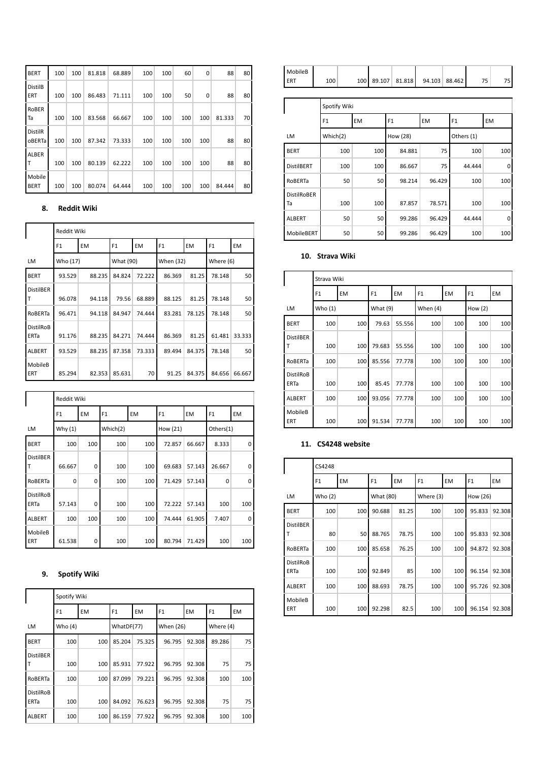| | | | | | | | | | | |
|---|---|---|---|---|---|---|---|---|---|---|
| BERT | 100 | 100 | 81.818 | 68.889 | 100 | 100 | 60 | 0 | 88 | 80 |
| DistilBERT | 100 | 100 | 86.483 | 71.111 | 100 | 100 | 50 | 0 | 88 | 80 |
| RoBERTa | 100 | 100 | 83.568 | 66.667 | 100 | 100 | 100 | 100 | 81.333 | 70 |
| DistilRoBERTa | 100 | 100 | 87.342 | 73.333 | 100 | 100 | 100 | 100 | 88 | 80 |
| ALBERT | 100 | 100 | 80.139 | 62.222 | 100 | 100 | 100 | 100 | 88 | 80 |
| MobileBERT | 100 | 100 | 80.074 | 64.444 | 100 | 100 | 100 | 100 | 84.444 | 80 |

### 8. Reddit Wiki

| | Reddit Wiki | | | | | | | |
|---|---|---|---|---|---|---|---|---|
| | F1 | EM | F1 | EM | F1 | EM | F1 | EM |
| LM | Who (17) | | What (90) | | When (32) | | Where (6) | |
| BERT | 93.529 | 88.235 | 84.824 | 72.222 | 86.369 | 81.25 | 78.148 | 50 |
| DistilBERT | 96.078 | 94.118 | 79.56 | 68.889 | 88.125 | 81.25 | 78.148 | 50 |
| RoBERTa | 96.471 | 94.118 | 84.947 | 74.444 | 83.281 | 78.125 | 78.148 | 50 |
| DistilRoBERTa | 91.176 | 88.235 | 84.271 | 74.444 | 86.369 | 81.25 | 61.481 | 33.333 |
| ALBERT | 93.529 | 88.235 | 87.358 | 73.333 | 89.494 | 84.375 | 78.148 | 50 |
| MobileBERT | 85.294 | 82.353 | 85.631 | 70 | 91.25 | 84.375 | 84.656 | 66.667 |

| | Reddit Wiki | | | | | | | |
|---|---|---|---|---|---|---|---|---|
| | F1 | EM | F1 | EM | F1 | EM | F1 | EM |
| LM | Why (1) | | Which(2) | | How (21) | | Others(1) | |
| BERT | 100 | 100 | 100 | 100 | 72.857 | 66.667 | 8.333 | 0 |
| DistilBERT | 66.667 | 0 | 100 | 100 | 69.683 | 57.143 | 26.667 | 0 |
| RoBERTa | 0 | 0 | 100 | 100 | 71.429 | 57.143 | 0 | 0 |
| DistilRoBERTa | 57.143 | 0 | 100 | 100 | 72.222 | 57.143 | 100 | 100 |
| ALBERT | 100 | 100 | 100 | 100 | 74.444 | 61.905 | 7.407 | 0 |
| MobileBERT | 61.538 | 0 | 100 | 100 | 80.794 | 71.429 | 100 | 100 |

### 9. Spotify Wiki

| | Spotify Wiki | | | | | | | |
|---|---|---|---|---|---|---|---|---|
| | F1 | EM | F1 | EM | F1 | EM | F1 | EM |
| LM | Who (4) | | WhatDF(77) | | When (26) | | Where (4) | |
| BERT | 100 | 100 | 85.204 | 75.325 | 96.795 | 92.308 | 89.286 | 75 |
| DistilBERT | 100 | 100 | 85.931 | 77.922 | 96.795 | 92.308 | 75 | 75 |
| RoBERTa | 100 | 100 | 87.099 | 79.221 | 96.795 | 92.308 | 100 | 100 |
| DistilRoBERTa | 100 | 100 | 84.092 | 76.623 | 96.795 | 92.308 | 75 | 75 |
| ALBERT | 100 | 100 | 86.159 | 77.922 | 96.795 | 92.308 | 100 | 100 |
| MobileBERT | 100 | 100 | 89.107 | 81.818 | 94.103 | 88.462 | 75 | 75 |

| | Spotify Wiki | | | | | |
|---|---|---|---|---|---|---|
| | F1 | EM | F1 | EM | F1 | EM |
| LM | Which(2) | | How (28) | | Others (1) | |
| BERT | 100 | 100 | 84.881 | 75 | 100 | 100 |
| DistilBERT | 100 | 100 | 86.667 | 75 | 44.444 | 0 |
| RoBERTa | 50 | 50 | 98.214 | 96.429 | 100 | 100 |
| DistilRoBERTa | 100 | 100 | 87.857 | 78.571 | 100 | 100 |
| ALBERT | 50 | 50 | 99.286 | 96.429 | 44.444 | 0 |
| MobileBERT | 50 | 50 | 99.286 | 96.429 | 100 | 100 |

### 10. Strava Wiki

| | Strava Wiki | | | | | | | |
|---|---|---|---|---|---|---|---|---|
| | F1 | EM | F1 | EM | F1 | EM | F1 | EM |
| LM | Who (1) | | What (9) | | When (4) | | How (2) | |
| BERT | 100 | 100 | 79.63 | 55.556 | 100 | 100 | 100 | 100 |
| DistilBERT | 100 | 100 | 79.683 | 55.556 | 100 | 100 | 100 | 100 |
| RoBERTa | 100 | 100 | 85.556 | 77.778 | 100 | 100 | 100 | 100 |
| DistilRoBERTa | 100 | 100 | 85.45 | 77.778 | 100 | 100 | 100 | 100 |
| ALBERT | 100 | 100 | 93.056 | 77.778 | 100 | 100 | 100 | 100 |
| MobileBERT | 100 | 100 | 91.534 | 77.778 | 100 | 100 | 100 | 100 |

### 11. CS4248 website

| | CS4248 | | | | | | | |
|---|---|---|---|---|---|---|---|---|
| | F1 | EM | F1 | EM | F1 | EM | F1 | EM |
| LM | Who (2) | | What (80) | | Where (3) | | How (26) | |
| BERT | 100 | 100 | 90.688 | 81.25 | 100 | 100 | 95.833 | 92.308 |
| DistilBERT | 80 | 50 | 88.765 | 78.75 | 100 | 100 | 95.833 | 92.308 |
| RoBERTa | 100 | 100 | 85.658 | 76.25 | 100 | 100 | 94.872 | 92.308 |
| DistilRoBERTa | 100 | 100 | 92.849 | 85 | 100 | 100 | 96.154 | 92.308 |
| ALBERT | 100 | 100 | 88.693 | 78.75 | 100 | 100 | 95.726 | 92.308 |
| MobileBERT | 100 | 100 | 92.298 | 82.5 | 100 | 100 | 96.154 | 92.308 |